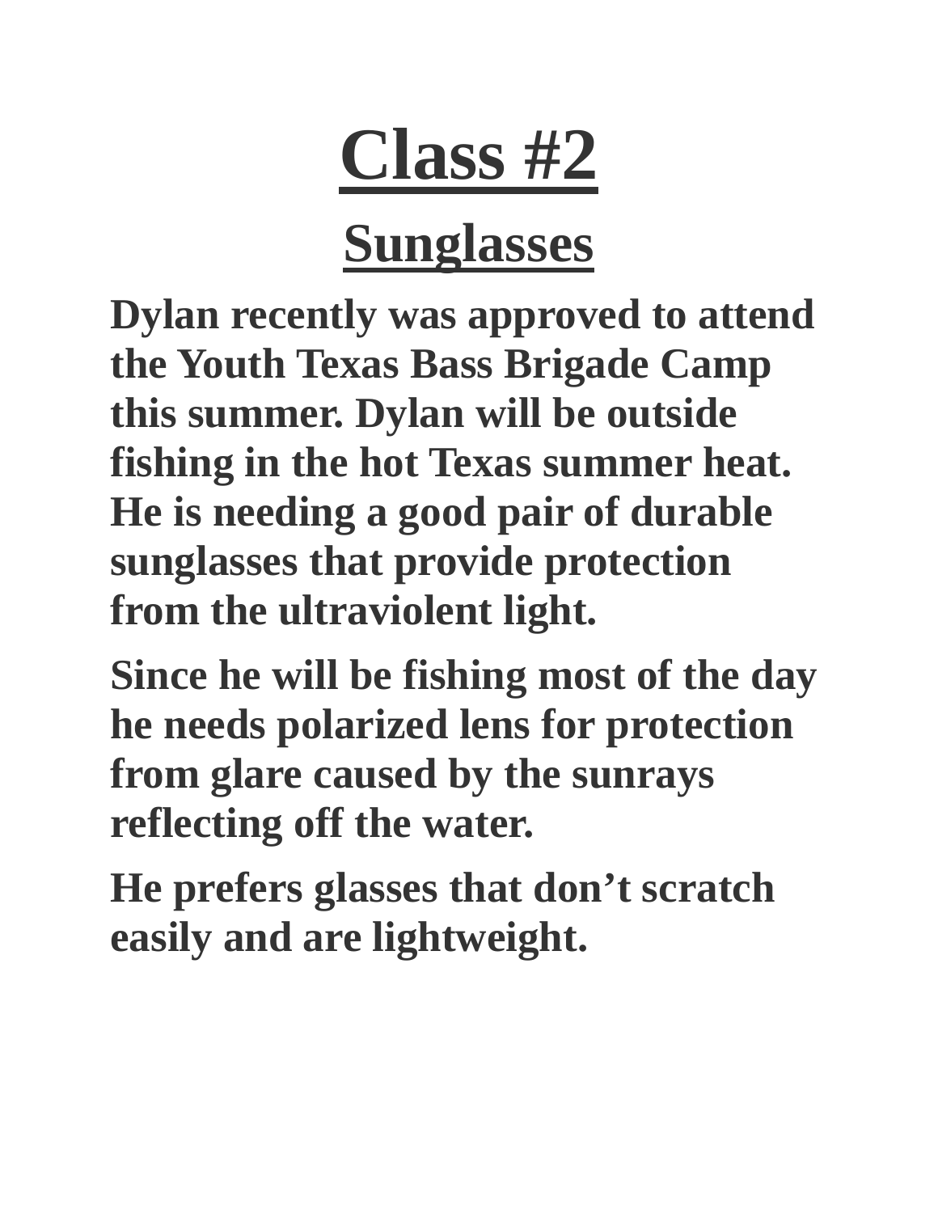# Class #2

## Sunglasses

**Dylan recently was approved to attend the Youth Texas Bass Brigade Camp this summer. Dylan will be outside fishing in the hot Texas summer heat. He is needing a good pair of durable sunglasses that provide protection from the ultraviolent light.**

**Since he will be fishing most of the day he needs polarized lens for protection from glare caused by the sunrays reflecting off the water.**

**He prefers glasses that don't scratch easily and are lightweight.**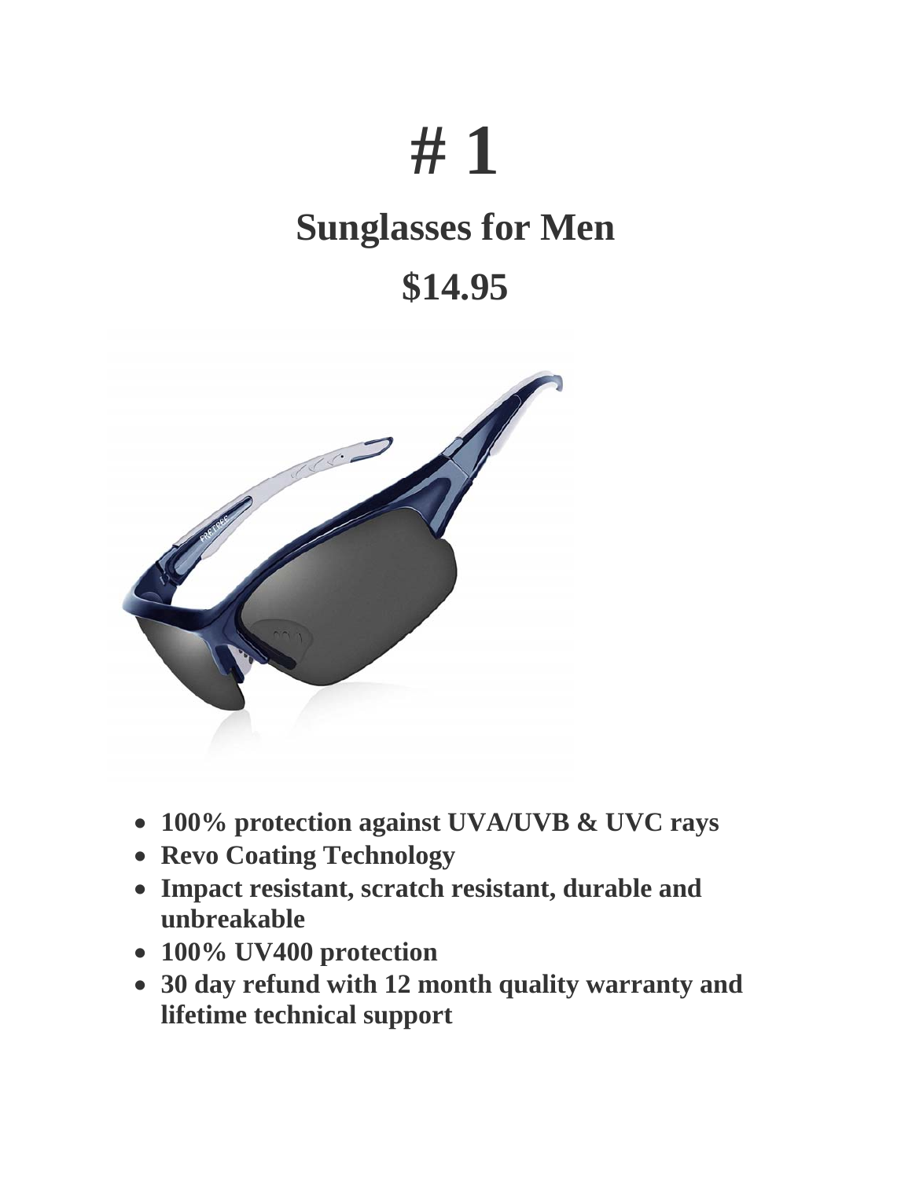# # 1

## Sunglasses for Men

## $14.95

- **100% protection against UVA/UVB & UVC rays**
- **Revo Coating Technology**
- **Impact resistant, scratch resistant, durable and unbreakable**
- **100% UV400 protection**
- **30 day refund with 12 month quality warranty and lifetime technical support**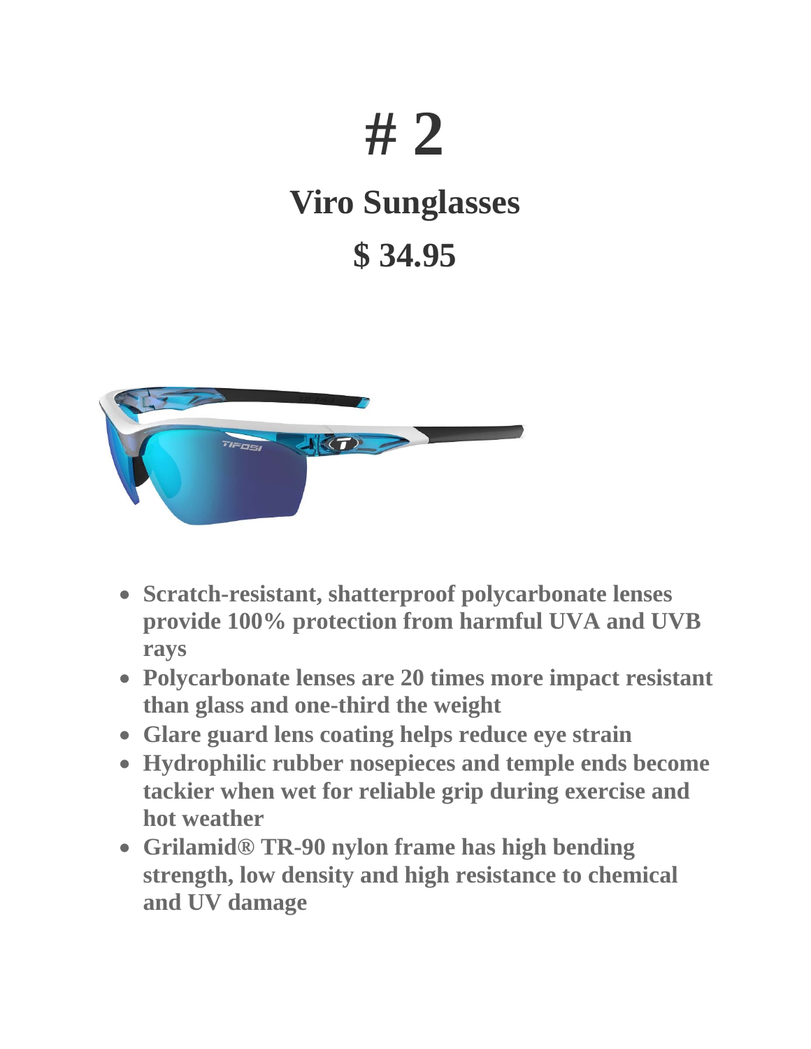# # 2

## Viro Sunglasses

## $ 34.95

- **Scratch-resistant, shatterproof polycarbonate lenses provide 100% protection from harmful UVA and UVB rays**
- **Polycarbonate lenses are 20 times more impact resistant than glass and one-third the weight**
- **Glare guard lens coating helps reduce eye strain**
- **Hydrophilic rubber nosepieces and temple ends become tackier when wet for reliable grip during exercise and hot weather**
- **Grilamid® TR-90 nylon frame has high bending strength, low density and high resistance to chemical and UV damage**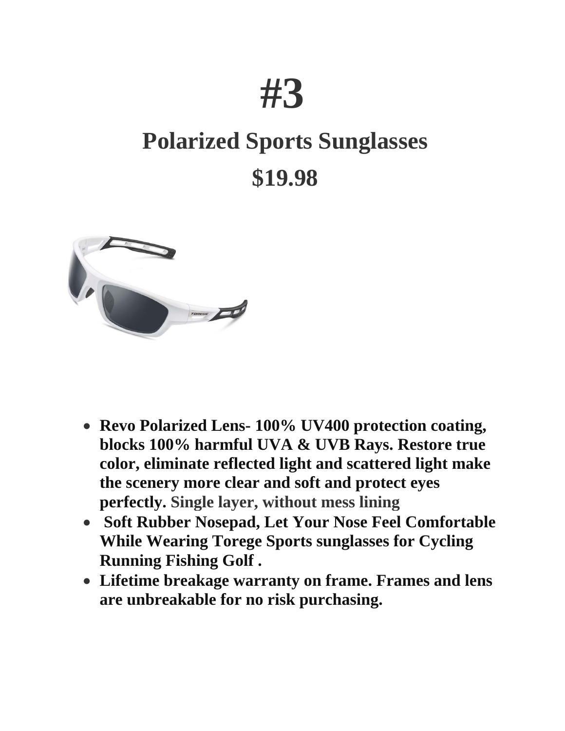# #3

## Polarized Sports Sunglasses

## $19.98

- **Revo Polarized Lens- 100% UV400 protection coating, blocks 100% harmful UVA & UVB Rays. Restore true color, eliminate reflected light and scattered light make the scenery more clear and soft and protect eyes perfectly. Single layer, without mess lining**
- **Soft Rubber Nosepad, Let Your Nose Feel Comfortable While Wearing Torege Sports sunglasses for Cycling Running Fishing Golf .**
- **Lifetime breakage warranty on frame. Frames and lens are unbreakable for no risk purchasing.**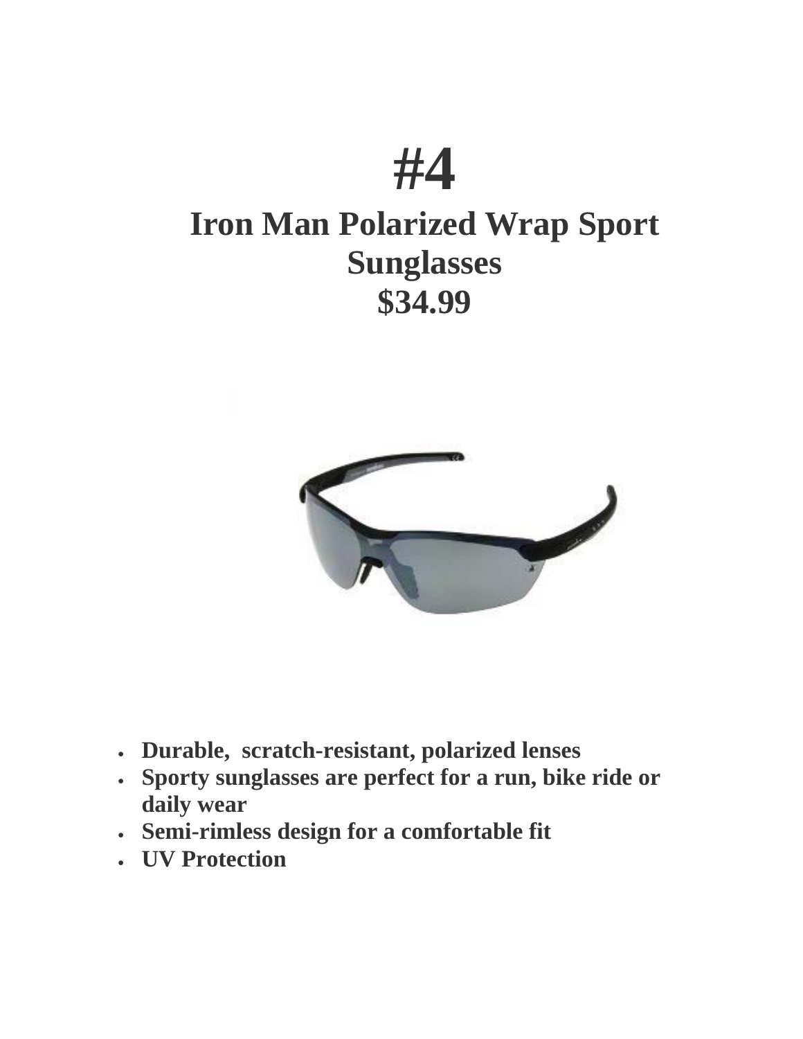# #4

## Iron Man Polarized Wrap Sport Sunglasses

## $34.99

- **Durable, scratch-resistant, polarized lenses**
- **Sporty sunglasses are perfect for a run, bike ride or daily wear**
- **Semi-rimless design for a comfortable fit**
- **UV Protection**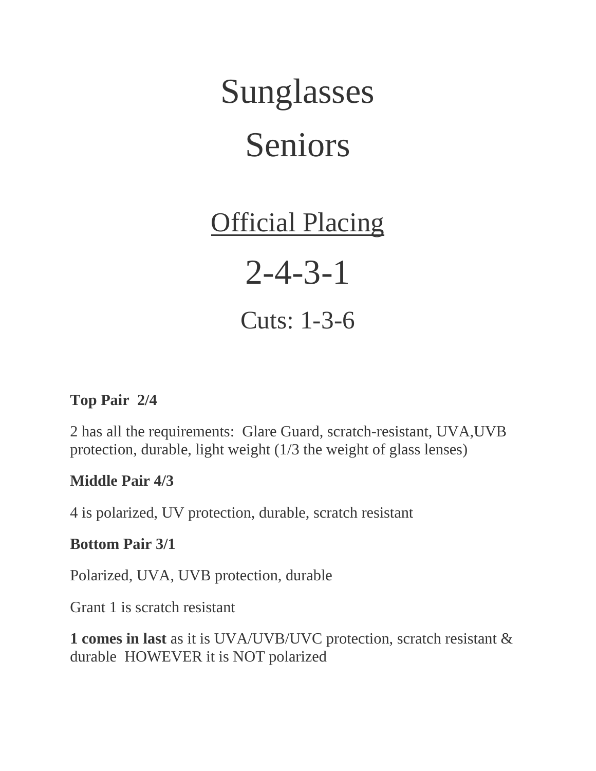# Sunglasses

# Seniors

## <u>Official Placing</u>

# 2-4-3-1

## Cuts: 1-3-6

**Top Pair 2/4**

2 has all the requirements: Glare Guard, scratch-resistant, UVA,UVB protection, durable, light weight (1/3 the weight of glass lenses)

**Middle Pair 4/3**

4 is polarized, UV protection, durable, scratch resistant

**Bottom Pair 3/1**

Polarized, UVA, UVB protection, durable

Grant 1 is scratch resistant

**1 comes in last** as it is UVA/UVB/UVC protection, scratch resistant & durable HOWEVER it is NOT polarized